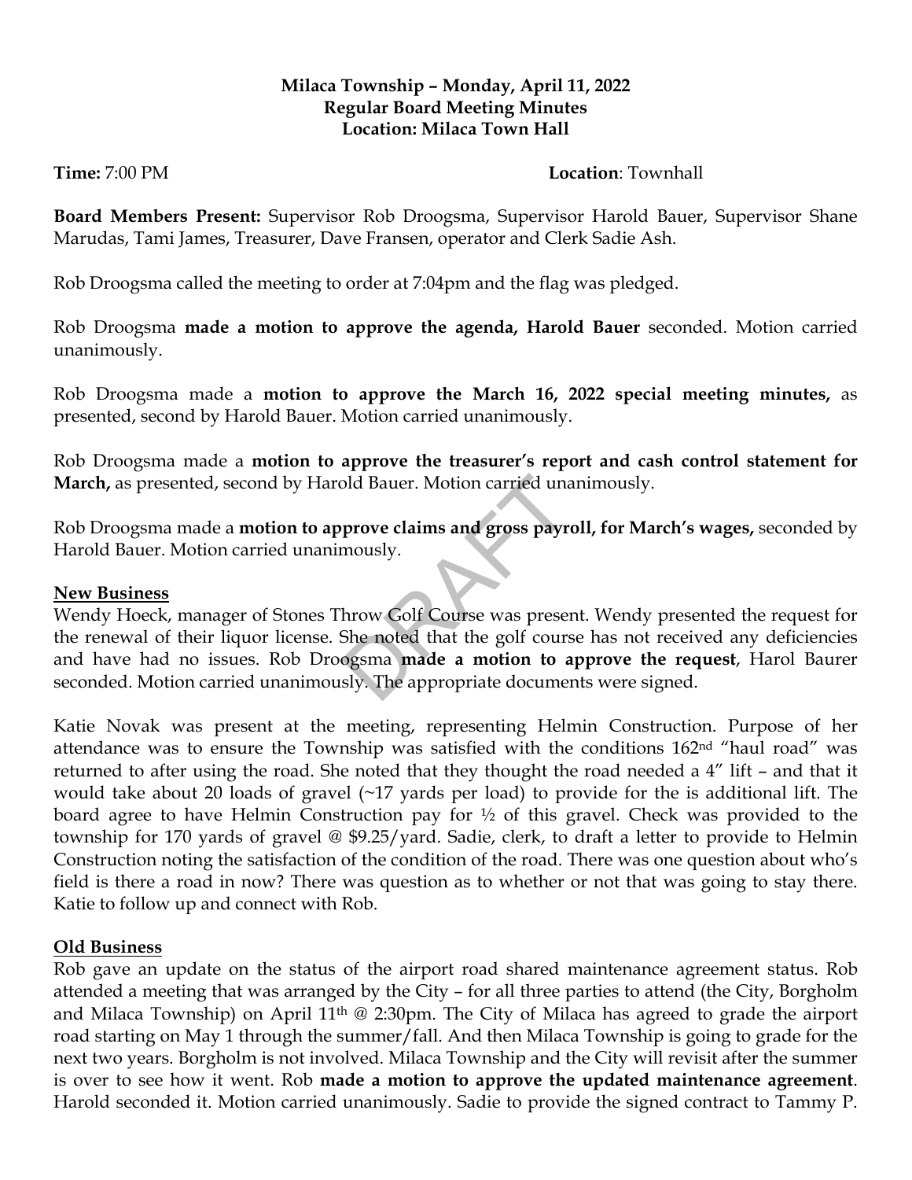**Milaca Township – Monday, April 11, 2022**
**Regular Board Meeting Minutes**
**Location: Milaca Town Hall**

**Time:** 7:00 PM **Location**: Townhall

**Board Members Present:** Supervisor Rob Droogsma, Supervisor Harold Bauer, Supervisor Shane Marudas, Tami James, Treasurer, Dave Fransen, operator and Clerk Sadie Ash.

Rob Droogsma called the meeting to order at 7:04pm and the flag was pledged.

Rob Droogsma **made a motion to approve the agenda, Harold Bauer** seconded. Motion carried unanimously.

Rob Droogsma made a **motion to approve the March 16, 2022 special meeting minutes,** as presented, second by Harold Bauer. Motion carried unanimously.

Rob Droogsma made a **motion to approve the treasurer's report and cash control statement for March,** as presented, second by Harold Bauer. Motion carried unanimously.

Rob Droogsma made a **motion to approve claims and gross payroll, for March's wages,** seconded by Harold Bauer. Motion carried unanimously.

**New Business**

Wendy Hoeck, manager of Stones Throw Golf Course was present. Wendy presented the request for the renewal of their liquor license. She noted that the golf course has not received any deficiencies and have had no issues. Rob Droogsma **made a motion to approve the request**, Harol Baurer seconded. Motion carried unanimously. The appropriate documents were signed.

Katie Novak was present at the meeting, representing Helmin Construction. Purpose of her attendance was to ensure the Township was satisfied with the conditions 162nd "haul road" was returned to after using the road. She noted that they thought the road needed a 4" lift – and that it would take about 20 loads of gravel (~17 yards per load) to provide for the is additional lift. The board agree to have Helmin Construction pay for ½ of this gravel. Check was provided to the township for 170 yards of gravel @ $9.25/yard. Sadie, clerk, to draft a letter to provide to Helmin Construction noting the satisfaction of the condition of the road. There was one question about who's field is there a road in now? There was question as to whether or not that was going to stay there. Katie to follow up and connect with Rob.

**Old Business**

Rob gave an update on the status of the airport road shared maintenance agreement status. Rob attended a meeting that was arranged by the City – for all three parties to attend (the City, Borgholm and Milaca Township) on April 11th @ 2:30pm. The City of Milaca has agreed to grade the airport road starting on May 1 through the summer/fall. And then Milaca Township is going to grade for the next two years. Borgholm is not involved. Milaca Township and the City will revisit after the summer is over to see how it went. Rob **made a motion to approve the updated maintenance agreement**. Harold seconded it. Motion carried unanimously. Sadie to provide the signed contract to Tammy P.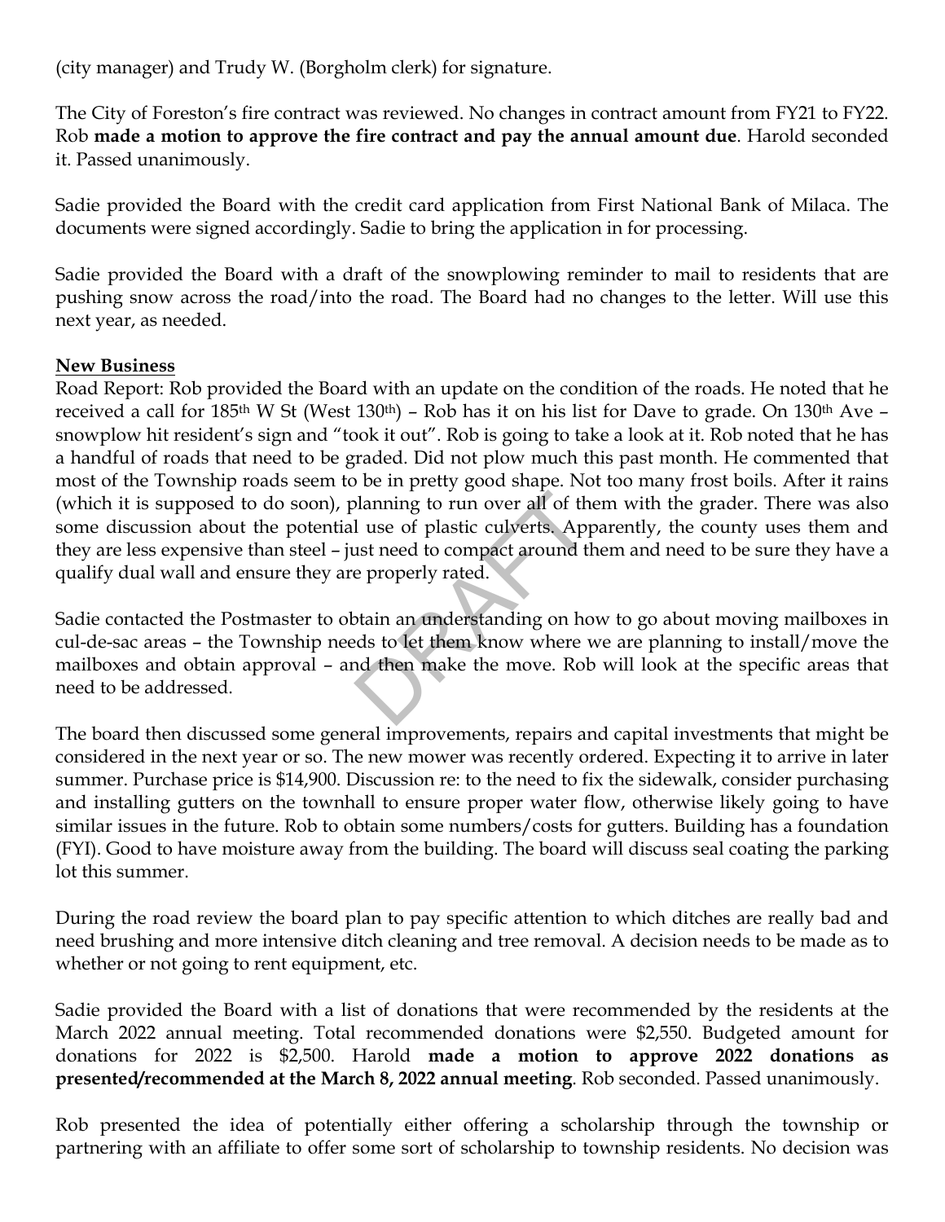(city manager) and Trudy W. (Borgholm clerk) for signature.

The City of Foreston's fire contract was reviewed. No changes in contract amount from FY21 to FY22. Rob **made a motion to approve the fire contract and pay the annual amount due**. Harold seconded it. Passed unanimously.

Sadie provided the Board with the credit card application from First National Bank of Milaca. The documents were signed accordingly. Sadie to bring the application in for processing.

Sadie provided the Board with a draft of the snowplowing reminder to mail to residents that are pushing snow across the road/into the road. The Board had no changes to the letter. Will use this next year, as needed.

**New Business**

Road Report: Rob provided the Board with an update on the condition of the roads. He noted that he received a call for 185th W St (West 130th) – Rob has it on his list for Dave to grade. On 130th Ave – snowplow hit resident's sign and "took it out". Rob is going to take a look at it. Rob noted that he has a handful of roads that need to be graded. Did not plow much this past month. He commented that most of the Township roads seem to be in pretty good shape. Not too many frost boils. After it rains (which it is supposed to do soon), planning to run over all of them with the grader. There was also some discussion about the potential use of plastic culverts. Apparently, the county uses them and they are less expensive than steel – just need to compact around them and need to be sure they have a qualify dual wall and ensure they are properly rated.

Sadie contacted the Postmaster to obtain an understanding on how to go about moving mailboxes in cul-de-sac areas – the Township needs to let them know where we are planning to install/move the mailboxes and obtain approval – and then make the move. Rob will look at the specific areas that need to be addressed.

The board then discussed some general improvements, repairs and capital investments that might be considered in the next year or so. The new mower was recently ordered. Expecting it to arrive in later summer. Purchase price is $14,900. Discussion re: to the need to fix the sidewalk, consider purchasing and installing gutters on the townhall to ensure proper water flow, otherwise likely going to have similar issues in the future. Rob to obtain some numbers/costs for gutters. Building has a foundation (FYI). Good to have moisture away from the building. The board will discuss seal coating the parking lot this summer.

During the road review the board plan to pay specific attention to which ditches are really bad and need brushing and more intensive ditch cleaning and tree removal. A decision needs to be made as to whether or not going to rent equipment, etc.

Sadie provided the Board with a list of donations that were recommended by the residents at the March 2022 annual meeting. Total recommended donations were $2,550. Budgeted amount for donations for 2022 is $2,500. Harold **made a motion to approve 2022 donations as presented/recommended at the March 8, 2022 annual meeting**. Rob seconded. Passed unanimously.

Rob presented the idea of potentially either offering a scholarship through the township or partnering with an affiliate to offer some sort of scholarship to township residents. No decision was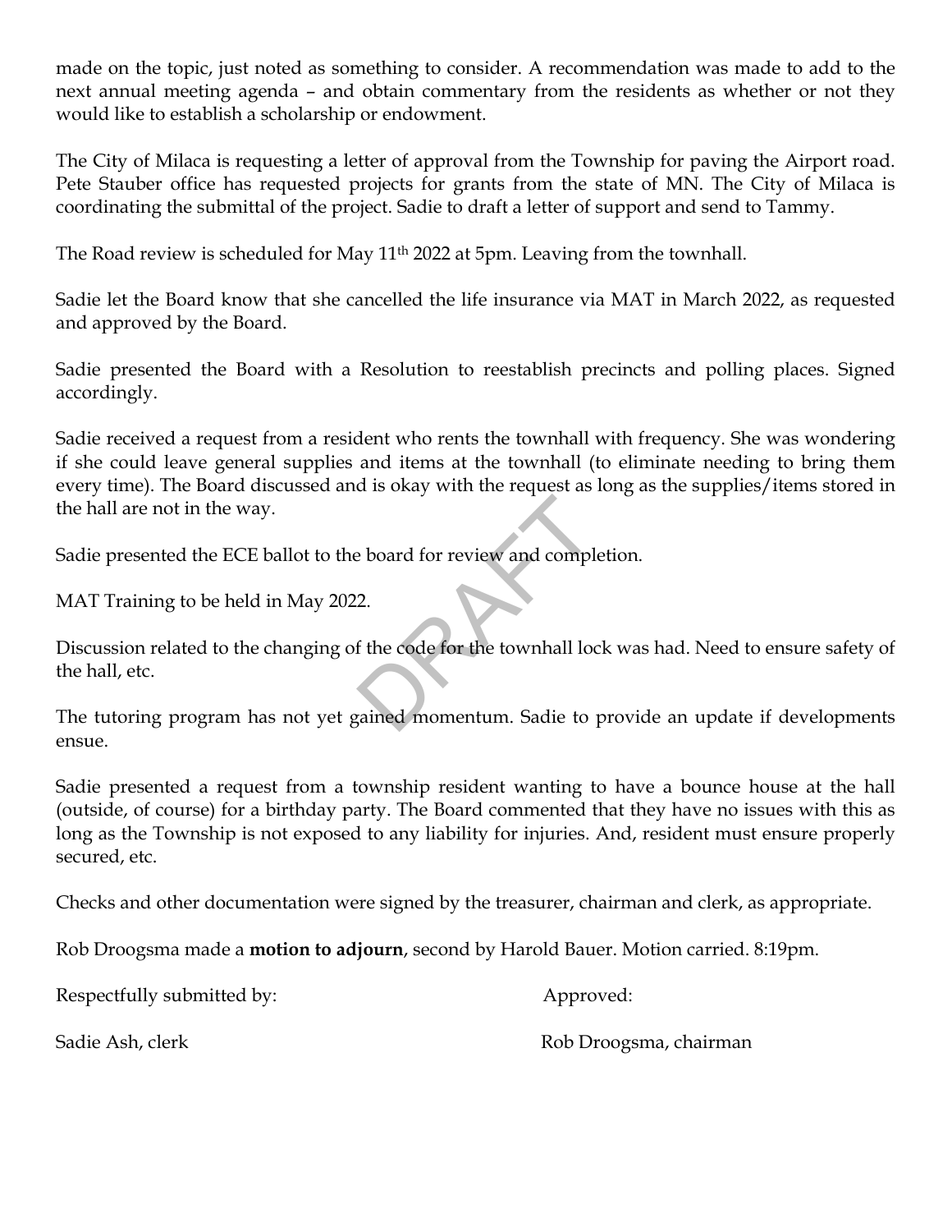made on the topic, just noted as something to consider. A recommendation was made to add to the next annual meeting agenda – and obtain commentary from the residents as whether or not they would like to establish a scholarship or endowment.

The City of Milaca is requesting a letter of approval from the Township for paving the Airport road. Pete Stauber office has requested projects for grants from the state of MN. The City of Milaca is coordinating the submittal of the project. Sadie to draft a letter of support and send to Tammy.

The Road review is scheduled for May 11th 2022 at 5pm. Leaving from the townhall.

Sadie let the Board know that she cancelled the life insurance via MAT in March 2022, as requested and approved by the Board.

Sadie presented the Board with a Resolution to reestablish precincts and polling places. Signed accordingly.

Sadie received a request from a resident who rents the townhall with frequency. She was wondering if she could leave general supplies and items at the townhall (to eliminate needing to bring them every time). The Board discussed and is okay with the request as long as the supplies/items stored in the hall are not in the way.

Sadie presented the ECE ballot to the board for review and completion.

MAT Training to be held in May 2022.

Discussion related to the changing of the code for the townhall lock was had. Need to ensure safety of the hall, etc.

The tutoring program has not yet gained momentum. Sadie to provide an update if developments ensue.

Sadie presented a request from a township resident wanting to have a bounce house at the hall (outside, of course) for a birthday party. The Board commented that they have no issues with this as long as the Township is not exposed to any liability for injuries. And, resident must ensure properly secured, etc.

Checks and other documentation were signed by the treasurer, chairman and clerk, as appropriate.

Rob Droogsma made a **motion to adjourn**, second by Harold Bauer. Motion carried. 8:19pm.

Respectfully submitted by: Approved:

Sadie Ash, clerk Rob Droogsma, chairman